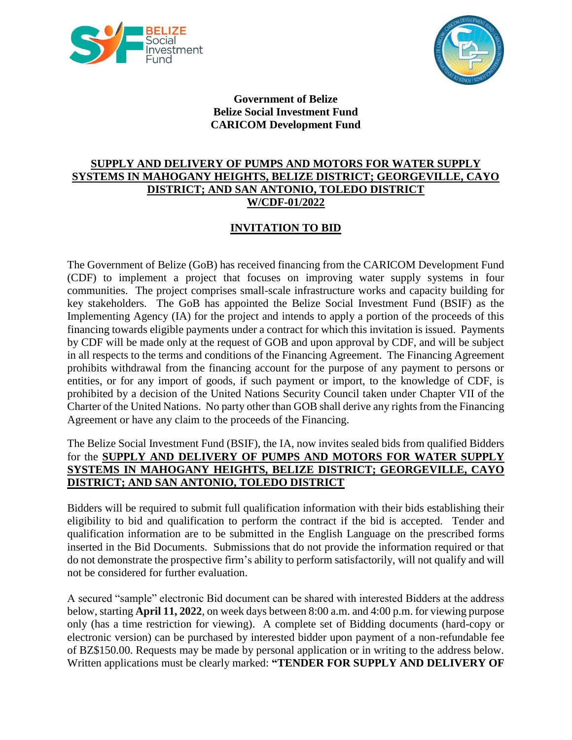**Government of Belize**
**Belize Social Investment Fund**
**CARICOM Development Fund**

## SUPPLY AND DELIVERY OF PUMPS AND MOTORS FOR WATER SUPPLY SYSTEMS IN MAHOGANY HEIGHTS, BELIZE DISTRICT; GEORGEVILLE, CAYO DISTRICT; AND SAN ANTONIO, TOLEDO DISTRICT W/CDF-01/2022

## INVITATION TO BID

The Government of Belize (GoB) has received financing from the CARICOM Development Fund (CDF) to implement a project that focuses on improving water supply systems in four communities. The project comprises small-scale infrastructure works and capacity building for key stakeholders. The GoB has appointed the Belize Social Investment Fund (BSIF) as the Implementing Agency (IA) for the project and intends to apply a portion of the proceeds of this financing towards eligible payments under a contract for which this invitation is issued. Payments by CDF will be made only at the request of GOB and upon approval by CDF, and will be subject in all respects to the terms and conditions of the Financing Agreement. The Financing Agreement prohibits withdrawal from the financing account for the purpose of any payment to persons or entities, or for any import of goods, if such payment or import, to the knowledge of CDF, is prohibited by a decision of the United Nations Security Council taken under Chapter VII of the Charter of the United Nations. No party other than GOB shall derive any rights from the Financing Agreement or have any claim to the proceeds of the Financing.

The Belize Social Investment Fund (BSIF), the IA, now invites sealed bids from qualified Bidders for the **SUPPLY AND DELIVERY OF PUMPS AND MOTORS FOR WATER SUPPLY SYSTEMS IN MAHOGANY HEIGHTS, BELIZE DISTRICT; GEORGEVILLE, CAYO DISTRICT; AND SAN ANTONIO, TOLEDO DISTRICT**

Bidders will be required to submit full qualification information with their bids establishing their eligibility to bid and qualification to perform the contract if the bid is accepted. Tender and qualification information are to be submitted in the English Language on the prescribed forms inserted in the Bid Documents. Submissions that do not provide the information required or that do not demonstrate the prospective firm's ability to perform satisfactorily, will not qualify and will not be considered for further evaluation.

A secured "sample" electronic Bid document can be shared with interested Bidders at the address below, starting **April 11, 2022**, on week days between 8:00 a.m. and 4:00 p.m. for viewing purpose only (has a time restriction for viewing). A complete set of Bidding documents (hard-copy or electronic version) can be purchased by interested bidder upon payment of a non-refundable fee of BZ$150.00. Requests may be made by personal application or in writing to the address below. Written applications must be clearly marked: **"TENDER FOR SUPPLY AND DELIVERY OF**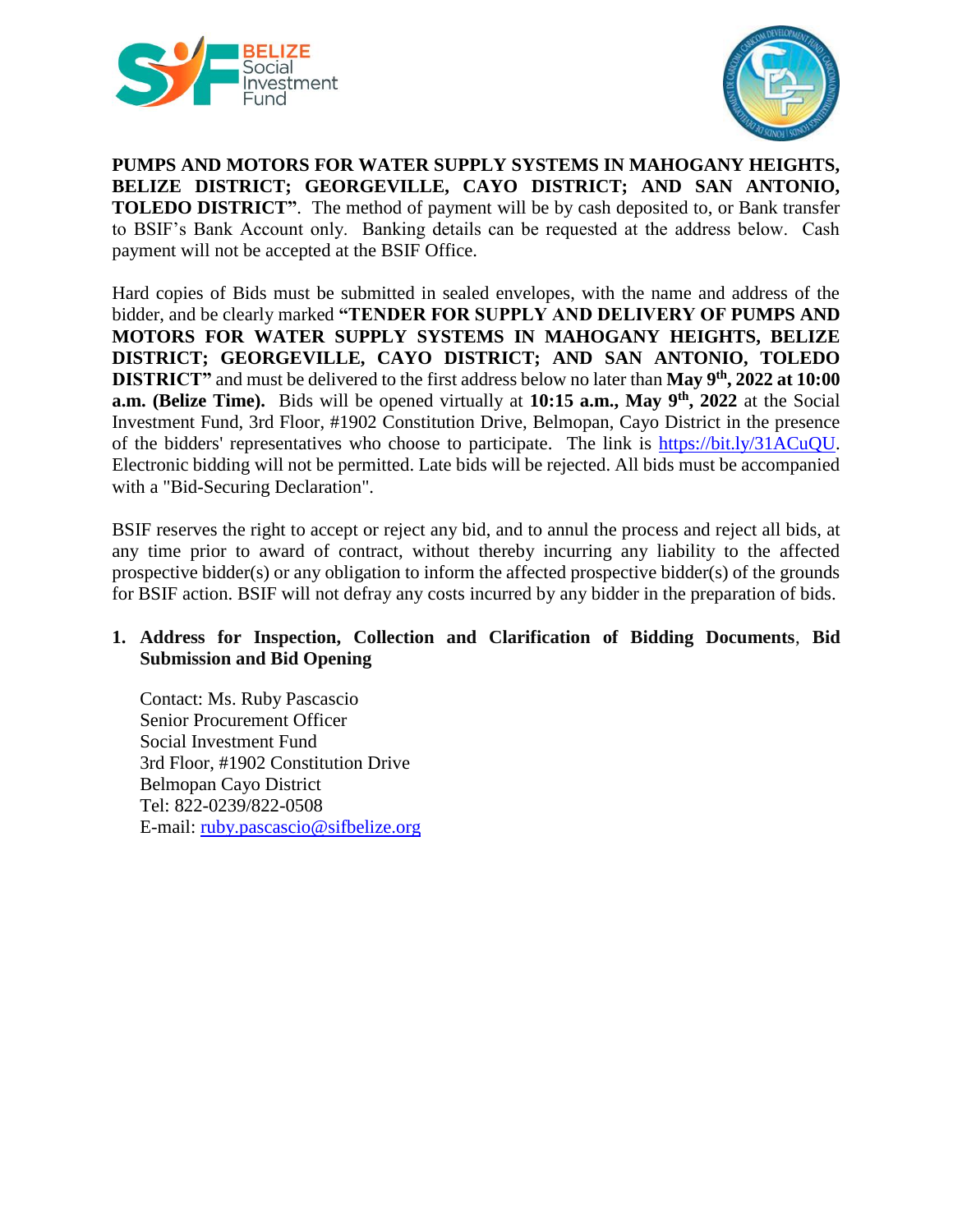**PUMPS AND MOTORS FOR WATER SUPPLY SYSTEMS IN MAHOGANY HEIGHTS, BELIZE DISTRICT; GEORGEVILLE, CAYO DISTRICT; AND SAN ANTONIO, TOLEDO DISTRICT"**. The method of payment will be by cash deposited to, or Bank transfer to BSIF's Bank Account only. Banking details can be requested at the address below. Cash payment will not be accepted at the BSIF Office.

Hard copies of Bids must be submitted in sealed envelopes, with the name and address of the bidder, and be clearly marked **"TENDER FOR SUPPLY AND DELIVERY OF PUMPS AND MOTORS FOR WATER SUPPLY SYSTEMS IN MAHOGANY HEIGHTS, BELIZE DISTRICT; GEORGEVILLE, CAYO DISTRICT; AND SAN ANTONIO, TOLEDO DISTRICT"** and must be delivered to the first address below no later than **May 9th, 2022 at 10:00 a.m. (Belize Time).** Bids will be opened virtually at **10:15 a.m., May 9th, 2022** at the Social Investment Fund, 3rd Floor, #1902 Constitution Drive, Belmopan, Cayo District in the presence of the bidders' representatives who choose to participate. The link is [https://bit.ly/31ACuQU](https://bit.ly/31ACuQU). Electronic bidding will not be permitted. Late bids will be rejected. All bids must be accompanied with a "Bid-Securing Declaration".

BSIF reserves the right to accept or reject any bid, and to annul the process and reject all bids, at any time prior to award of contract, without thereby incurring any liability to the affected prospective bidder(s) or any obligation to inform the affected prospective bidder(s) of the grounds for BSIF action. BSIF will not defray any costs incurred by any bidder in the preparation of bids.

1. **Address for Inspection, Collection and Clarification of Bidding Documents**, **Bid Submission and Bid Opening**

   Contact: Ms. Ruby Pascascio
   Senior Procurement Officer
   Social Investment Fund
   3rd Floor, #1902 Constitution Drive
   Belmopan Cayo District
   Tel: 822-0239/822-0508
   E-mail: [ruby.pascascio@sifbelize.org](mailto:ruby.pascascio@sifbelize.org)